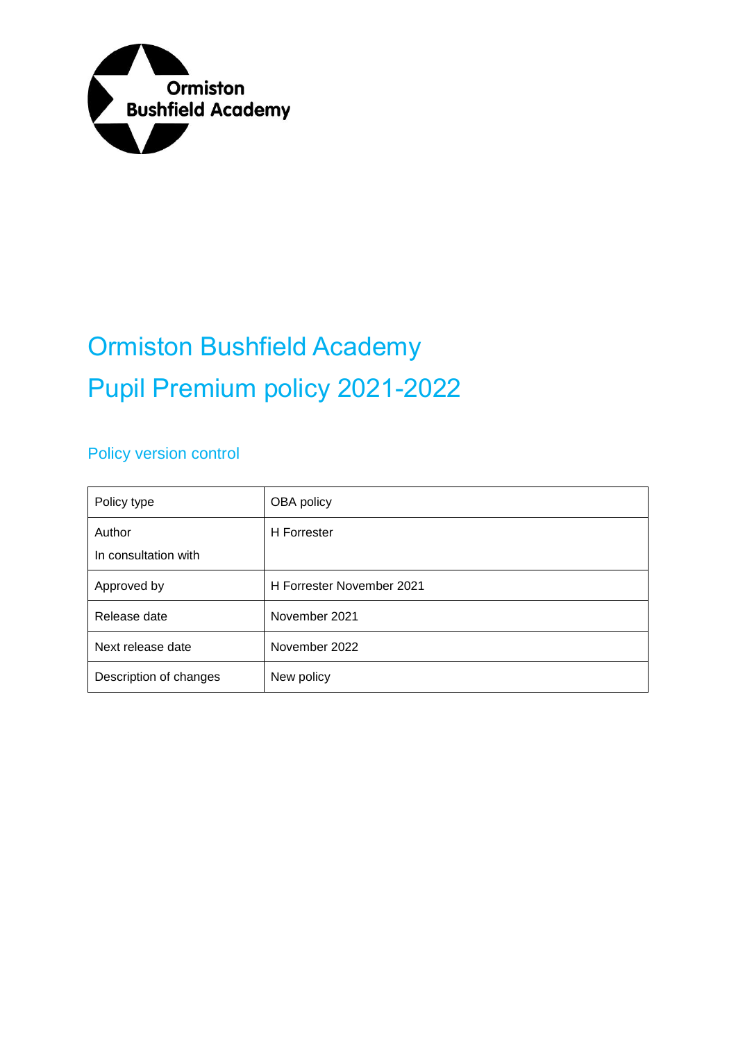Ormiston Bushfield Academy

# Ormiston Bushfield Academy
# Pupil Premium policy 2021-2022

## Policy version control

| | |
|---|---|
| Policy type | OBA policy |
| Author<br>In consultation with | H Forrester |
| Approved by | H Forrester November 2021 |
| Release date | November 2021 |
| Next release date | November 2022 |
| Description of changes | New policy |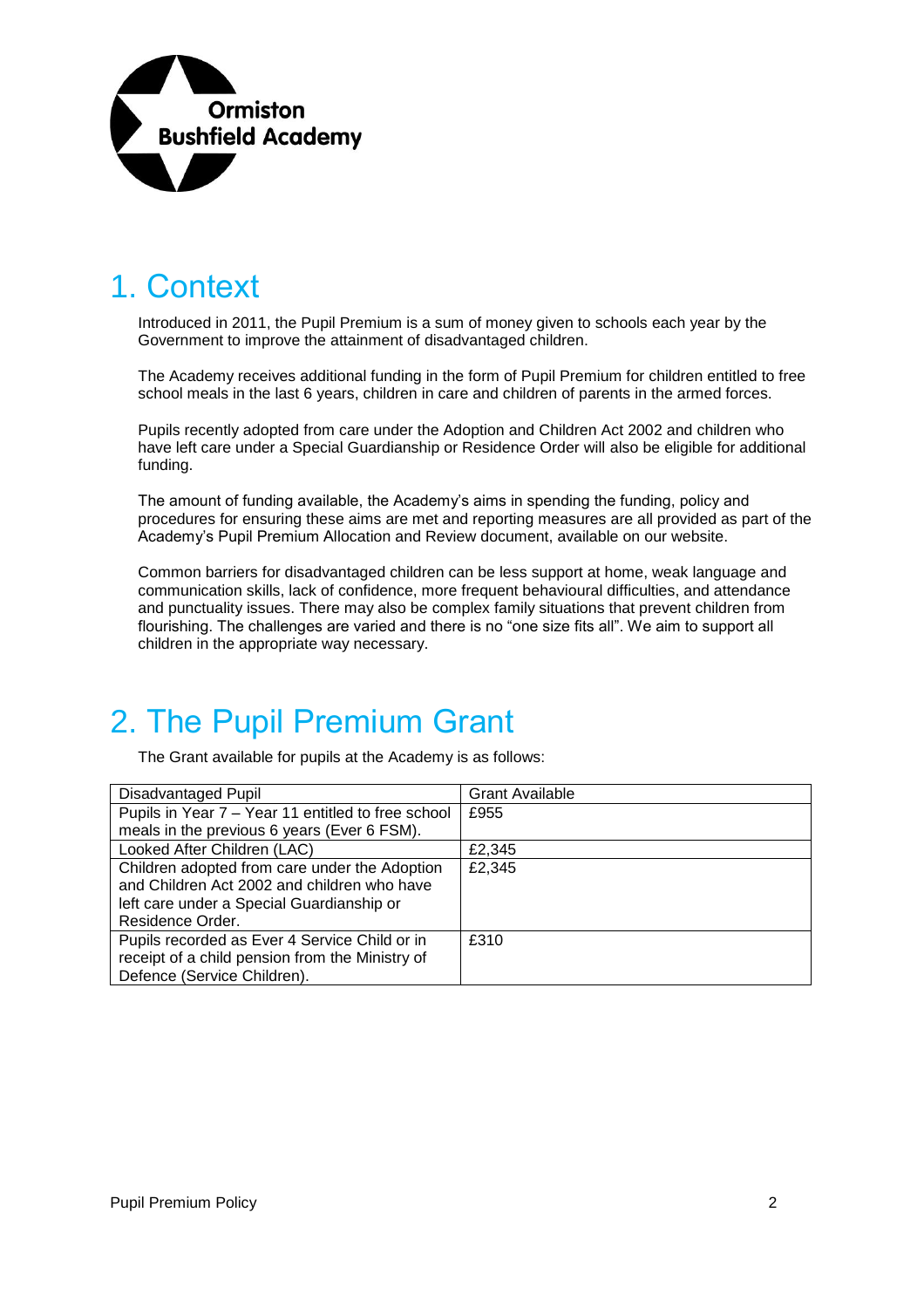# 1. Context

Introduced in 2011, the Pupil Premium is a sum of money given to schools each year by the Government to improve the attainment of disadvantaged children.

The Academy receives additional funding in the form of Pupil Premium for children entitled to free school meals in the last 6 years, children in care and children of parents in the armed forces.

Pupils recently adopted from care under the Adoption and Children Act 2002 and children who have left care under a Special Guardianship or Residence Order will also be eligible for additional funding.

The amount of funding available, the Academy's aims in spending the funding, policy and procedures for ensuring these aims are met and reporting measures are all provided as part of the Academy's Pupil Premium Allocation and Review document, available on our website.

Common barriers for disadvantaged children can be less support at home, weak language and communication skills, lack of confidence, more frequent behavioural difficulties, and attendance and punctuality issues. There may also be complex family situations that prevent children from flourishing. The challenges are varied and there is no "one size fits all". We aim to support all children in the appropriate way necessary.

# 2. The Pupil Premium Grant

The Grant available for pupils at the Academy is as follows:

| Disadvantaged Pupil | Grant Available |
|---|---|
| Pupils in Year 7 – Year 11 entitled to free school meals in the previous 6 years (Ever 6 FSM). | £955 |
| Looked After Children (LAC) | £2,345 |
| Children adopted from care under the Adoption and Children Act 2002 and children who have left care under a Special Guardianship or Residence Order. | £2,345 |
| Pupils recorded as Ever 4 Service Child or in receipt of a child pension from the Ministry of Defence (Service Children). | £310 |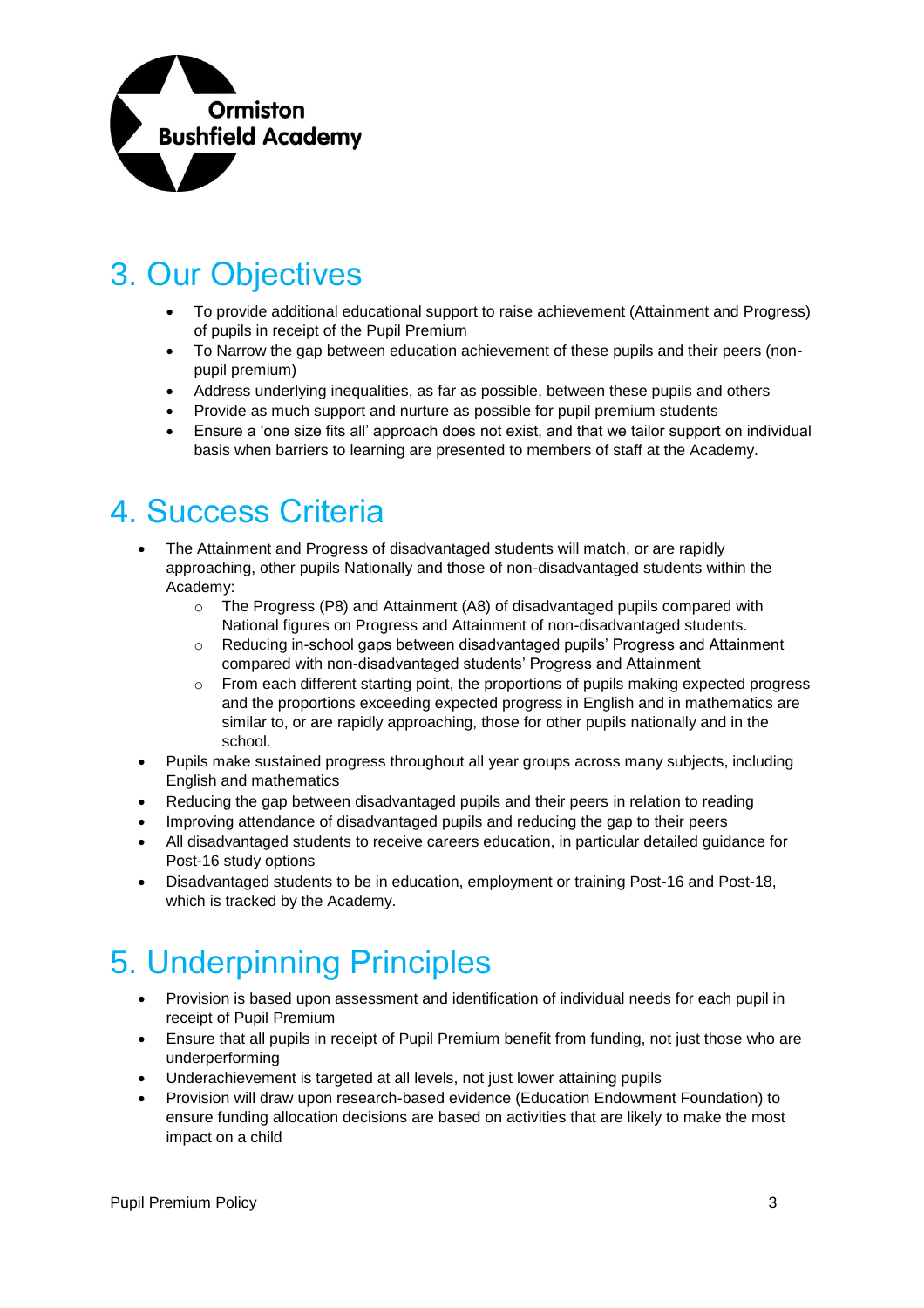## 3. Our Objectives

- To provide additional educational support to raise achievement (Attainment and Progress) of pupils in receipt of the Pupil Premium
- To Narrow the gap between education achievement of these pupils and their peers (non-pupil premium)
- Address underlying inequalities, as far as possible, between these pupils and others
- Provide as much support and nurture as possible for pupil premium students
- Ensure a 'one size fits all' approach does not exist, and that we tailor support on individual basis when barriers to learning are presented to members of staff at the Academy.

## 4. Success Criteria

- The Attainment and Progress of disadvantaged students will match, or are rapidly approaching, other pupils Nationally and those of non-disadvantaged students within the Academy:
  - The Progress (P8) and Attainment (A8) of disadvantaged pupils compared with National figures on Progress and Attainment of non-disadvantaged students.
  - Reducing in-school gaps between disadvantaged pupils' Progress and Attainment compared with non-disadvantaged students' Progress and Attainment
  - From each different starting point, the proportions of pupils making expected progress and the proportions exceeding expected progress in English and in mathematics are similar to, or are rapidly approaching, those for other pupils nationally and in the school.
- Pupils make sustained progress throughout all year groups across many subjects, including English and mathematics
- Reducing the gap between disadvantaged pupils and their peers in relation to reading
- Improving attendance of disadvantaged pupils and reducing the gap to their peers
- All disadvantaged students to receive careers education, in particular detailed guidance for Post-16 study options
- Disadvantaged students to be in education, employment or training Post-16 and Post-18, which is tracked by the Academy.

## 5. Underpinning Principles

- Provision is based upon assessment and identification of individual needs for each pupil in receipt of Pupil Premium
- Ensure that all pupils in receipt of Pupil Premium benefit from funding, not just those who are underperforming
- Underachievement is targeted at all levels, not just lower attaining pupils
- Provision will draw upon research-based evidence (Education Endowment Foundation) to ensure funding allocation decisions are based on activities that are likely to make the most impact on a child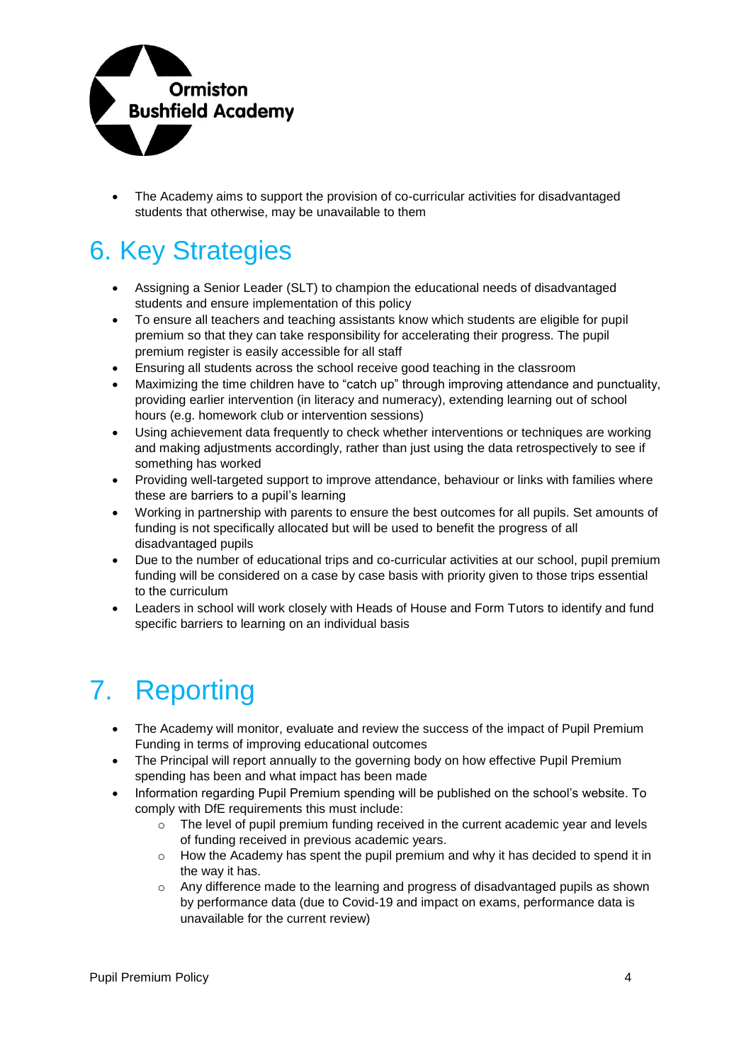- The Academy aims to support the provision of co-curricular activities for disadvantaged students that otherwise, may be unavailable to them

# 6. Key Strategies

- Assigning a Senior Leader (SLT) to champion the educational needs of disadvantaged students and ensure implementation of this policy
- To ensure all teachers and teaching assistants know which students are eligible for pupil premium so that they can take responsibility for accelerating their progress. The pupil premium register is easily accessible for all staff
- Ensuring all students across the school receive good teaching in the classroom
- Maximizing the time children have to "catch up" through improving attendance and punctuality, providing earlier intervention (in literacy and numeracy), extending learning out of school hours (e.g. homework club or intervention sessions)
- Using achievement data frequently to check whether interventions or techniques are working and making adjustments accordingly, rather than just using the data retrospectively to see if something has worked
- Providing well-targeted support to improve attendance, behaviour or links with families where these are barriers to a pupil's learning
- Working in partnership with parents to ensure the best outcomes for all pupils. Set amounts of funding is not specifically allocated but will be used to benefit the progress of all disadvantaged pupils
- Due to the number of educational trips and co-curricular activities at our school, pupil premium funding will be considered on a case by case basis with priority given to those trips essential to the curriculum
- Leaders in school will work closely with Heads of House and Form Tutors to identify and fund specific barriers to learning on an individual basis

# 7. Reporting

- The Academy will monitor, evaluate and review the success of the impact of Pupil Premium Funding in terms of improving educational outcomes
- The Principal will report annually to the governing body on how effective Pupil Premium spending has been and what impact has been made
- Information regarding Pupil Premium spending will be published on the school's website. To comply with DfE requirements this must include:
  - The level of pupil premium funding received in the current academic year and levels of funding received in previous academic years.
  - How the Academy has spent the pupil premium and why it has decided to spend it in the way it has.
  - Any difference made to the learning and progress of disadvantaged pupils as shown by performance data (due to Covid-19 and impact on exams, performance data is unavailable for the current review)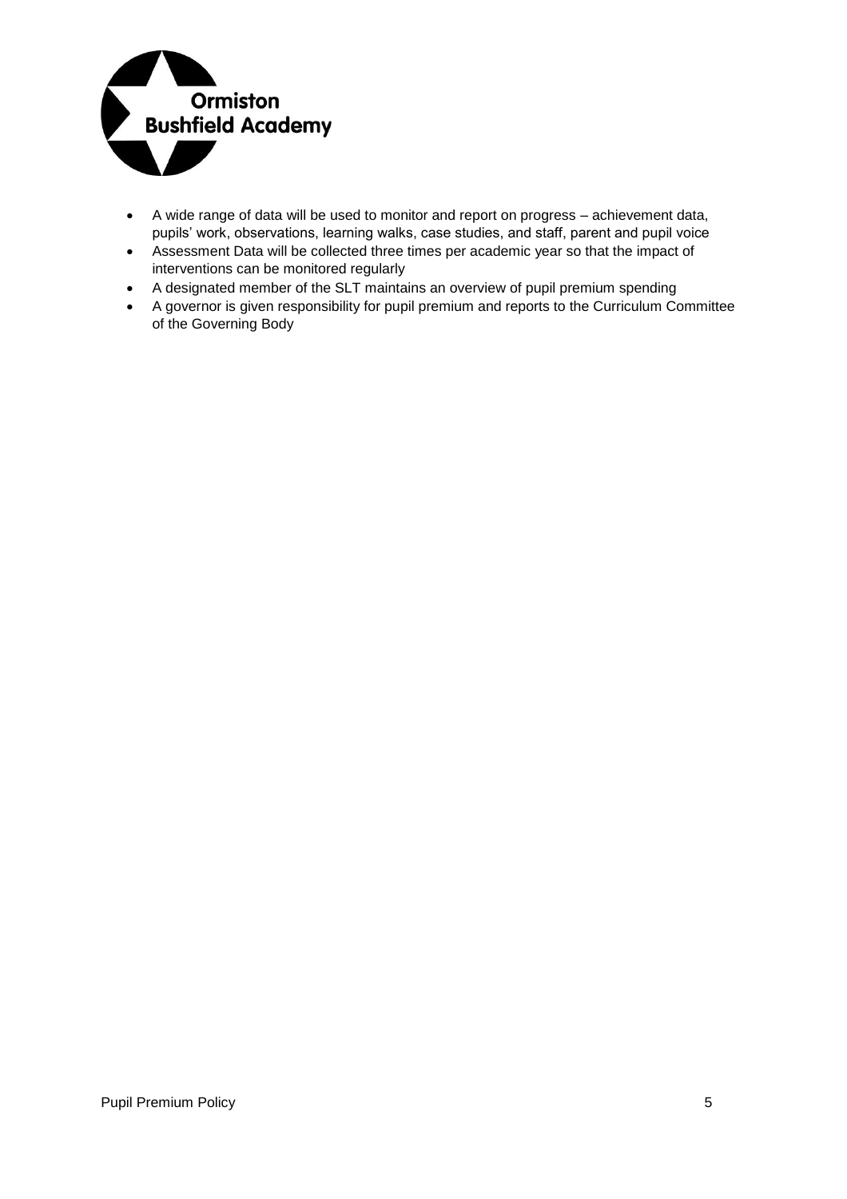- A wide range of data will be used to monitor and report on progress – achievement data, pupils' work, observations, learning walks, case studies, and staff, parent and pupil voice
- Assessment Data will be collected three times per academic year so that the impact of interventions can be monitored regularly
- A designated member of the SLT maintains an overview of pupil premium spending
- A governor is given responsibility for pupil premium and reports to the Curriculum Committee of the Governing Body